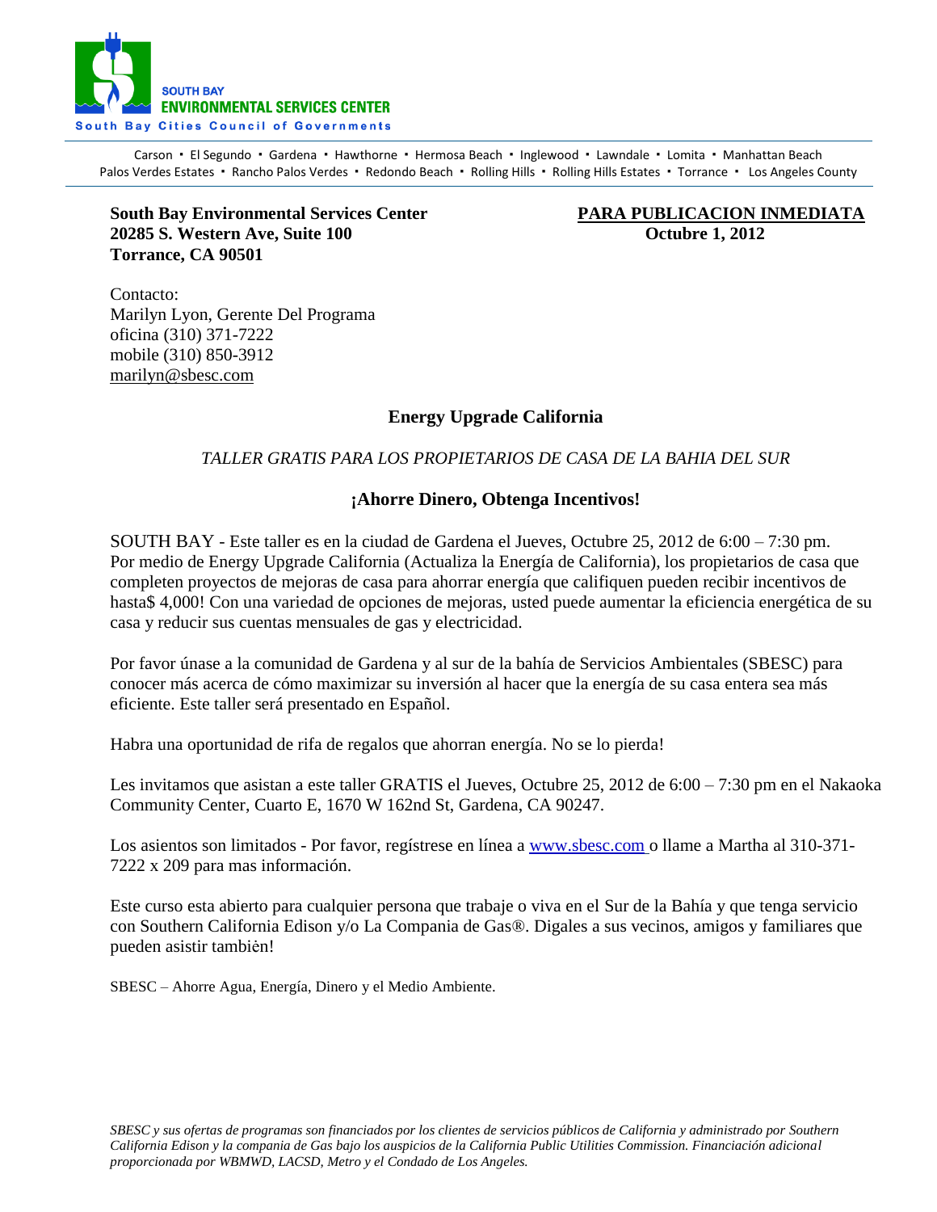SOUTH BAY
ENVIRONMENTAL SERVICES CENTER
South Bay Cities Council of Governments

Carson · El Segundo · Gardena · Hawthorne · Hermosa Beach · Inglewood · Lawndale · Lomita · Manhattan Beach
Palos Verdes Estates · Rancho Palos Verdes · Redondo Beach · Rolling Hills · Rolling Hills Estates · Torrance · Los Angeles County

**South Bay Environmental Services Center**
**20285 S. Western Ave, Suite 100**
**Torrance, CA 90501**

**PARA PUBLICACION INMEDIATA**
**Octubre 1, 2012**

Contacto:
Marilyn Lyon, Gerente Del Programa
oficina (310) 371-7222
mobile (310) 850-3912
marilyn@sbesc.com

## Energy Upgrade California

*TALLER GRATIS PARA LOS PROPIETARIOS DE CASA DE LA BAHIA DEL SUR*

### ¡Ahorre Dinero, Obtenga Incentivos!

SOUTH BAY - Este taller es en la ciudad de Gardena el Jueves, Octubre 25, 2012 de 6:00 – 7:30 pm. Por medio de Energy Upgrade California (Actualiza la Energía de California), los propietarios de casa que completen proyectos de mejoras de casa para ahorrar energía que califiquen pueden recibir incentivos de hasta$ 4,000! Con una variedad de opciones de mejoras, usted puede aumentar la eficiencia energética de su casa y reducir sus cuentas mensuales de gas y electricidad.

Por favor únase a la comunidad de Gardena y al sur de la bahía de Servicios Ambientales (SBESC) para conocer más acerca de cómo maximizar su inversión al hacer que la energía de su casa entera sea más eficiente. Este taller será presentado en Español.

Habra una oportunidad de rifa de regalos que ahorran energía. No se lo pierda!

Les invitamos que asistan a este taller GRATIS el Jueves, Octubre 25, 2012 de 6:00 – 7:30 pm en el Nakaoka Community Center, Cuarto E, 1670 W 162nd St, Gardena, CA 90247.

Los asientos son limitados - Por favor, regístrese en línea a www.sbesc.com o llame a Martha al 310-371-7222 x 209 para mas información.

Este curso esta abierto para cualquier persona que trabaje o viva en el Sur de la Bahía y que tenga servicio con Southern California Edison y/o La Compania de Gas®. Digales a sus vecinos, amigos y familiares que pueden asistir tambièn!

SBESC – Ahorre Agua, Energía, Dinero y el Medio Ambiente.

*SBESC y sus ofertas de programas son financiados por los clientes de servicios públicos de California y administrado por Southern California Edison y la compania de Gas bajo los auspicios de la California Public Utilities Commission. Financiación adicional proporcionada por WBMWD, LACSD, Metro y el Condado de Los Angeles.*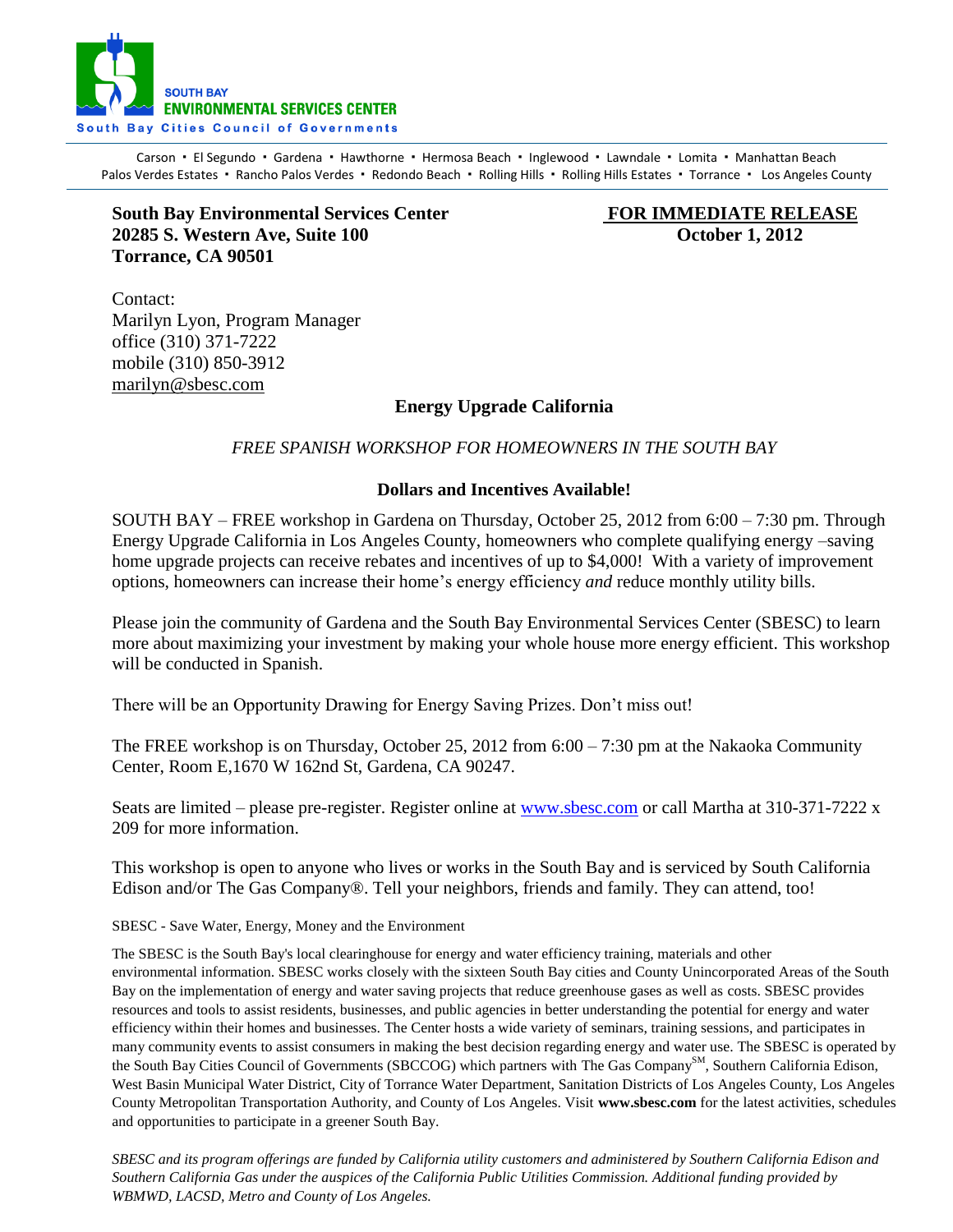SOUTH BAY
ENVIRONMENTAL SERVICES CENTER
South Bay Cities Council of Governments

Carson • El Segundo • Gardena • Hawthorne • Hermosa Beach • Inglewood • Lawndale • Lomita • Manhattan Beach
Palos Verdes Estates • Rancho Palos Verdes • Redondo Beach • Rolling Hills • Rolling Hills Estates • Torrance • Los Angeles County

**South Bay Environmental Services Center**
**20285 S. Western Ave, Suite 100**
**Torrance, CA 90501**

**FOR IMMEDIATE RELEASE**
**October 1, 2012**

Contact:
Marilyn Lyon, Program Manager
office (310) 371-7222
mobile (310) 850-3912
marilyn@sbesc.com

## Energy Upgrade California

*FREE SPANISH WORKSHOP FOR HOMEOWNERS IN THE SOUTH BAY*

**Dollars and Incentives Available!**

SOUTH BAY – FREE workshop in Gardena on Thursday, October 25, 2012 from 6:00 – 7:30 pm. Through Energy Upgrade California in Los Angeles County, homeowners who complete qualifying energy –saving home upgrade projects can receive rebates and incentives of up to $4,000! With a variety of improvement options, homeowners can increase their home's energy efficiency *and* reduce monthly utility bills.

Please join the community of Gardena and the South Bay Environmental Services Center (SBESC) to learn more about maximizing your investment by making your whole house more energy efficient. This workshop will be conducted in Spanish.

There will be an Opportunity Drawing for Energy Saving Prizes. Don't miss out!

The FREE workshop is on Thursday, October 25, 2012 from 6:00 – 7:30 pm at the Nakaoka Community Center, Room E,1670 W 162nd St, Gardena, CA 90247.

Seats are limited – please pre-register. Register online at www.sbesc.com or call Martha at 310-371-7222 x 209 for more information.

This workshop is open to anyone who lives or works in the South Bay and is serviced by South California Edison and/or The Gas Company®. Tell your neighbors, friends and family. They can attend, too!

SBESC - Save Water, Energy, Money and the Environment

The SBESC is the South Bay's local clearinghouse for energy and water efficiency training, materials and other environmental information. SBESC works closely with the sixteen South Bay cities and County Unincorporated Areas of the South Bay on the implementation of energy and water saving projects that reduce greenhouse gases as well as costs. SBESC provides resources and tools to assist residents, businesses, and public agencies in better understanding the potential for energy and water efficiency within their homes and businesses. The Center hosts a wide variety of seminars, training sessions, and participates in many community events to assist consumers in making the best decision regarding energy and water use. The SBESC is operated by the South Bay Cities Council of Governments (SBCCOG) which partners with The Gas Company℠, Southern California Edison, West Basin Municipal Water District, City of Torrance Water Department, Sanitation Districts of Los Angeles County, Los Angeles County Metropolitan Transportation Authority, and County of Los Angeles. Visit **www.sbesc.com** for the latest activities, schedules and opportunities to participate in a greener South Bay.

*SBESC and its program offerings are funded by California utility customers and administered by Southern California Edison and Southern California Gas under the auspices of the California Public Utilities Commission. Additional funding provided by WBMWD, LACSD, Metro and County of Los Angeles.*